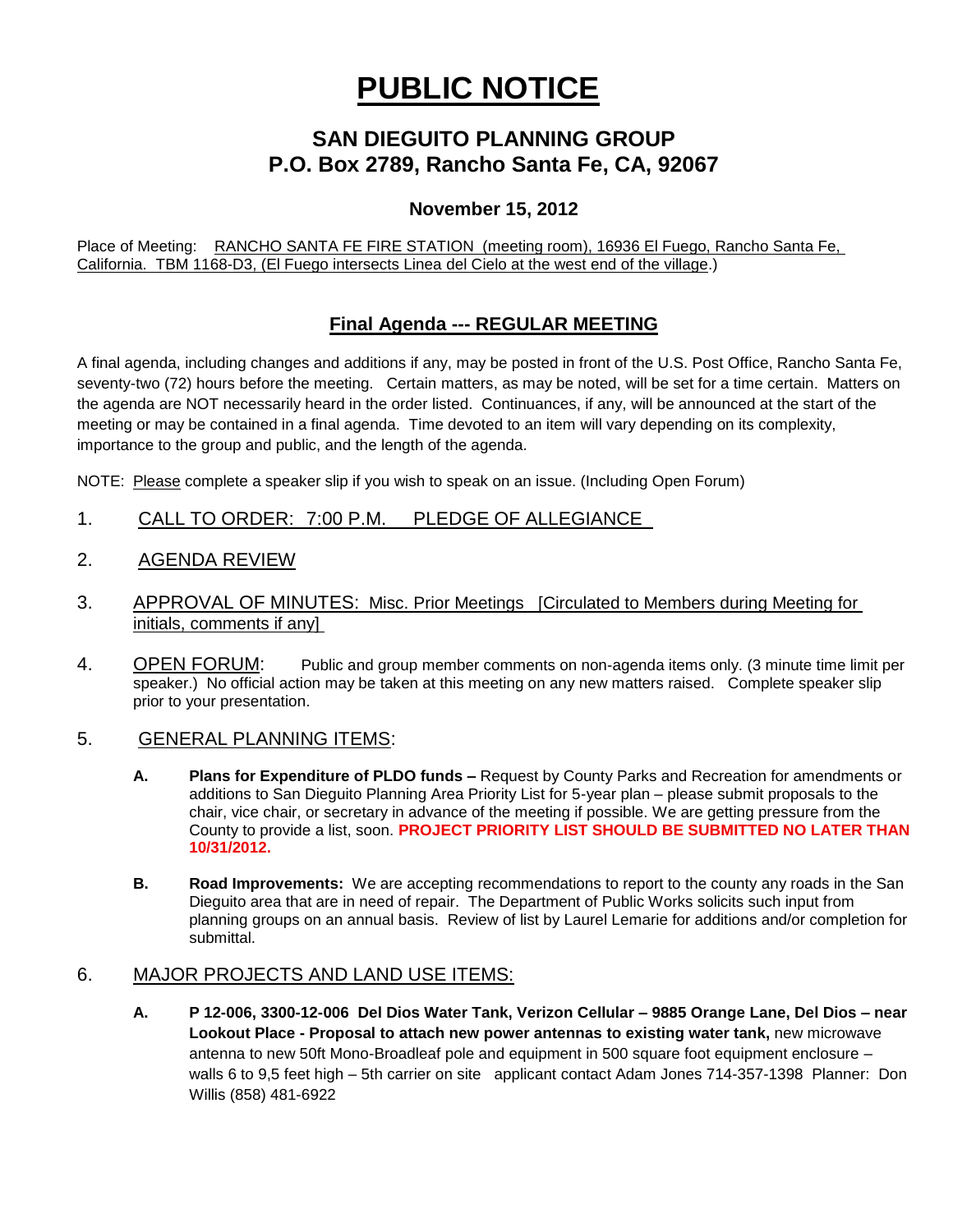# PUBLIC NOTICE

## SAN DIEGUITO PLANNING GROUP
## P.O. Box 2789, Rancho Santa Fe, CA, 92067

### November 15, 2012

Place of Meeting: RANCHO SANTA FE FIRE STATION (meeting room), 16936 El Fuego, Rancho Santa Fe, California. TBM 1168-D3, (El Fuego intersects Linea del Cielo at the west end of the village.)

### Final Agenda --- REGULAR MEETING

A final agenda, including changes and additions if any, may be posted in front of the U.S. Post Office, Rancho Santa Fe, seventy-two (72) hours before the meeting. Certain matters, as may be noted, will be set for a time certain. Matters on the agenda are NOT necessarily heard in the order listed. Continuances, if any, will be announced at the start of the meeting or may be contained in a final agenda. Time devoted to an item will vary depending on its complexity, importance to the group and public, and the length of the agenda.

NOTE: Please complete a speaker slip if you wish to speak on an issue. (Including Open Forum)

1. CALL TO ORDER: 7:00 P.M. PLEDGE OF ALLEGIANCE

2. AGENDA REVIEW

3. APPROVAL OF MINUTES: Misc. Prior Meetings [Circulated to Members during Meeting for initials, comments if any]

4. OPEN FORUM: Public and group member comments on non-agenda items only. (3 minute time limit per speaker.) No official action may be taken at this meeting on any new matters raised. Complete speaker slip prior to your presentation.

5. GENERAL PLANNING ITEMS:

   **A. Plans for Expenditure of PLDO funds –** Request by County Parks and Recreation for amendments or additions to San Dieguito Planning Area Priority List for 5-year plan – please submit proposals to the chair, vice chair, or secretary in advance of the meeting if possible. We are getting pressure from the County to provide a list, soon. **PROJECT PRIORITY LIST SHOULD BE SUBMITTED NO LATER THAN 10/31/2012.**

   **B. Road Improvements:** We are accepting recommendations to report to the county any roads in the San Dieguito area that are in need of repair. The Department of Public Works solicits such input from planning groups on an annual basis. Review of list by Laurel Lemarie for additions and/or completion for submittal.

6. MAJOR PROJECTS AND LAND USE ITEMS:

   **A. P 12-006, 3300-12-006 Del Dios Water Tank, Verizon Cellular – 9885 Orange Lane, Del Dios – near Lookout Place - Proposal to attach new power antennas to existing water tank,** new microwave antenna to new 50ft Mono-Broadleaf pole and equipment in 500 square foot equipment enclosure – walls 6 to 9,5 feet high – 5th carrier on site applicant contact Adam Jones 714-357-1398 Planner: Don Willis (858) 481-6922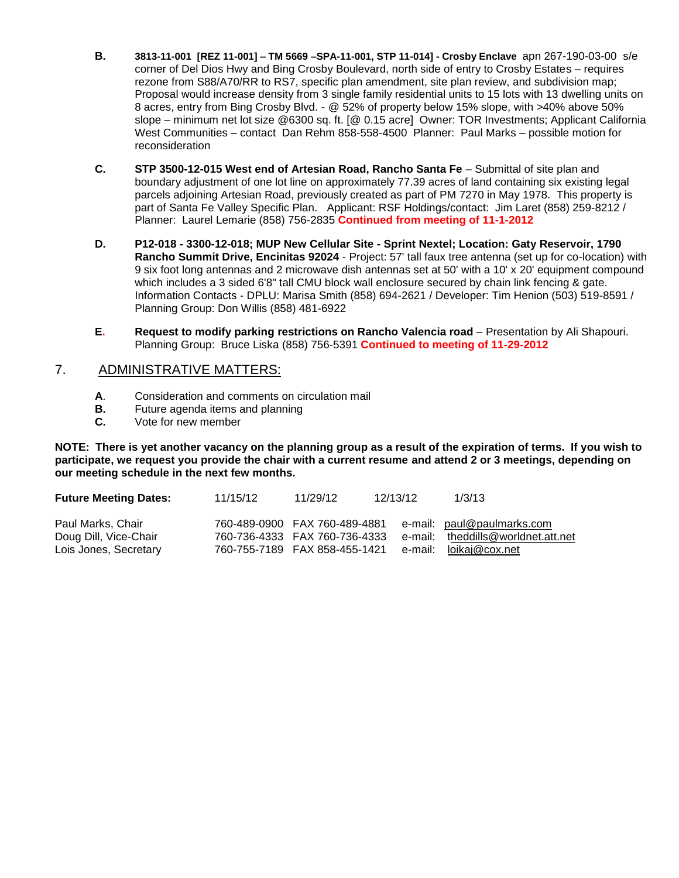**B.** **3813-11-001 [REZ 11-001] – TM 5669 –SPA-11-001, STP 11-014] - Crosby Enclave** apn 267-190-03-00 s/e corner of Del Dios Hwy and Bing Crosby Boulevard, north side of entry to Crosby Estates – requires rezone from S88/A70/RR to RS7, specific plan amendment, site plan review, and subdivision map; Proposal would increase density from 3 single family residential units to 15 lots with 13 dwelling units on 8 acres, entry from Bing Crosby Blvd. - @ 52% of property below 15% slope, with >40% above 50% slope – minimum net lot size @6300 sq. ft. [@ 0.15 acre] Owner: TOR Investments; Applicant California West Communities – contact Dan Rehm 858-558-4500 Planner: Paul Marks – possible motion for reconsideration

**C.** **STP 3500-12-015 West end of Artesian Road, Rancho Santa Fe** – Submittal of site plan and boundary adjustment of one lot line on approximately 77.39 acres of land containing six existing legal parcels adjoining Artesian Road, previously created as part of PM 7270 in May 1978. This property is part of Santa Fe Valley Specific Plan. Applicant: RSF Holdings/contact: Jim Laret (858) 259-8212 / Planner: Laurel Lemarie (858) 756-2835 **Continued from meeting of 11-1-2012**

**D.** **P12-018 - 3300-12-018; MUP New Cellular Site - Sprint Nextel; Location: Gaty Reservoir, 1790 Rancho Summit Drive, Encinitas 92024** - Project: 57' tall faux tree antenna (set up for co-location) with 9 six foot long antennas and 2 microwave dish antennas set at 50' with a 10' x 20' equipment compound which includes a 3 sided 6'8" tall CMU block wall enclosure secured by chain link fencing & gate. Information Contacts - DPLU: Marisa Smith (858) 694-2621 / Developer: Tim Henion (503) 519-8591 / Planning Group: Don Willis (858) 481-6922

**E.** **Request to modify parking restrictions on Rancho Valencia road** – Presentation by Ali Shapouri. Planning Group: Bruce Liska (858) 756-5391 **Continued to meeting of 11-29-2012**

## 7. ADMINISTRATIVE MATTERS:

**A**. Consideration and comments on circulation mail
**B.** Future agenda items and planning
**C.** Vote for new member

**NOTE: There is yet another vacancy on the planning group as a result of the expiration of terms. If you wish to participate, we request you provide the chair with a current resume and attend 2 or 3 meetings, depending on our meeting schedule in the next few months.**

| | | | | |
|---|---|---|---|---|
| **Future Meeting Dates:** | 11/15/12 | 11/29/12 | 12/13/12 | 1/3/13 |

| | | | |
|---|---|---|---|
| Paul Marks, Chair | 760-489-0900 | FAX 760-489-4881 | e-mail: paul@paulmarks.com |
| Doug Dill, Vice-Chair | 760-736-4333 | FAX 760-736-4333 | e-mail: theddills@worldnet.att.net |
| Lois Jones, Secretary | 760-755-7189 | FAX 858-455-1421 | e-mail: loikaj@cox.net |